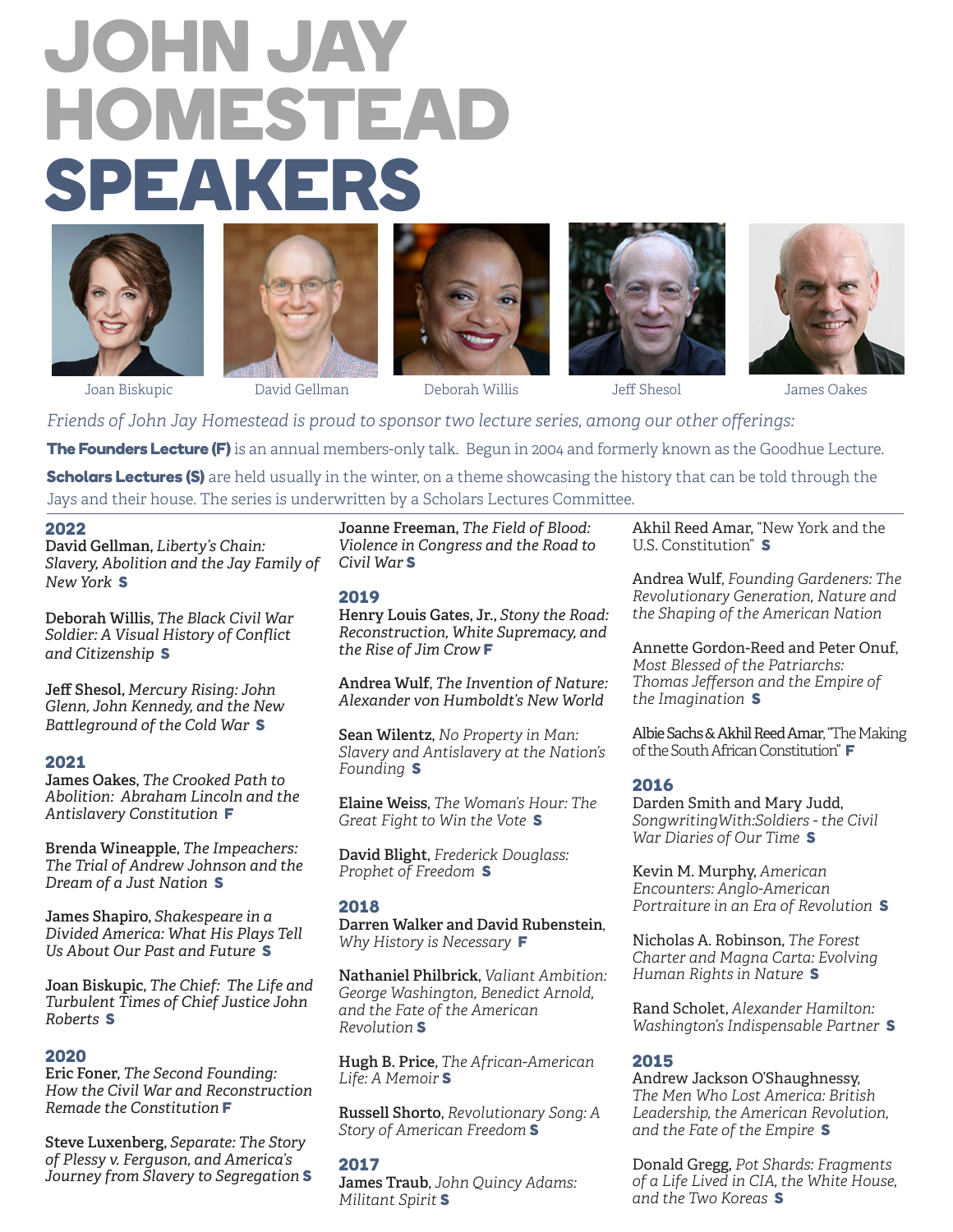# JOHN JAY HOMESTEAD SPEAKERS

Joan Biskupic · David Gellman · Deborah Willis · Jeff Shesol · James Oakes

*Friends of John Jay Homestead is proud to sponsor two lecture series, among our other offerings:*

**The Founders Lecture (F)** is an annual members-only talk. Begun in 2004 and formerly known as the Goodhue Lecture.

**Scholars Lectures (S)** are held usually in the winter, on a theme showcasing the history that can be told through the Jays and their house. The series is underwritten by a Scholars Lectures Committee.

## 2022

**David Gellman**, *Liberty's Chain: Slavery, Abolition and the Jay Family of New York* **S**

**Deborah Willis**, *The Black Civil War Soldier: A Visual History of Conflict and Citizenship* **S**

**Jeff Shesol**, *Mercury Rising: John Glenn, John Kennedy, and the New Battleground of the Cold War* **S**

## 2021

**James Oakes**, *The Crooked Path to Abolition: Abraham Lincoln and the Antislavery Constitution* **F**

**Brenda Wineapple**, *The Impeachers: The Trial of Andrew Johnson and the Dream of a Just Nation* **S**

**James Shapiro**, *Shakespeare in a Divided America: What His Plays Tell Us About Our Past and Future* **S**

**Joan Biskupic**, *The Chief: The Life and Turbulent Times of Chief Justice John Roberts* **S**

## 2020

**Eric Foner**, *The Second Founding: How the Civil War and Reconstruction Remade the Constitution* **F**

**Steve Luxenberg**, *Separate: The Story of Plessy v. Ferguson, and America's Journey from Slavery to Segregation* **S**

**Joanne Freeman**, *The Field of Blood: Violence in Congress and the Road to Civil War* **S**

## 2019

**Henry Louis Gates, Jr.**, *Stony the Road: Reconstruction, White Supremacy, and the Rise of Jim Crow* **F**

**Andrea Wulf**, *The Invention of Nature: Alexander von Humboldt's New World*

**Sean Wilentz**, *No Property in Man: Slavery and Antislavery at the Nation's Founding* **S**

**Elaine Weiss**, *The Woman's Hour: The Great Fight to Win the Vote* **S**

**David Blight**, *Frederick Douglass: Prophet of Freedom* **S**

## 2018

**Darren Walker and David Rubenstein**, *Why History is Necessary* **F**

**Nathaniel Philbrick**, *Valiant Ambition: George Washington, Benedict Arnold, and the Fate of the American Revolution* **S**

**Hugh B. Price**, *The African-American Life: A Memoir* **S**

**Russell Shorto**, *Revolutionary Song: A Story of American Freedom* **S**

## 2017

**James Traub**, *John Quincy Adams: Militant Spirit* **S**

**Akhil Reed Amar**, "New York and the U.S. Constitution" **S**

**Andrea Wulf**, *Founding Gardeners: The Revolutionary Generation, Nature and the Shaping of the American Nation*

**Annette Gordon-Reed and Peter Onuf**, *Most Blessed of the Patriarchs: Thomas Jefferson and the Empire of the Imagination* **S**

**Albie Sachs & Akhil Reed Amar**, "The Making of the South African Constitution" **F**

## 2016

**Darden Smith and Mary Judd**, *SongwritingWith:Soldiers - the Civil War Diaries of Our Time* **S**

**Kevin M. Murphy**, *American Encounters: Anglo-American Portraiture in an Era of Revolution* **S**

**Nicholas A. Robinson**, *The Forest Charter and Magna Carta: Evolving Human Rights in Nature* **S**

**Rand Scholet**, *Alexander Hamilton: Washington's Indispensable Partner* **S**

## 2015

**Andrew Jackson O'Shaughnessy**, *The Men Who Lost America: British Leadership, the American Revolution, and the Fate of the Empire* **S**

**Donald Gregg**, *Pot Shards: Fragments of a Life Lived in CIA, the White House, and the Two Koreas* **S**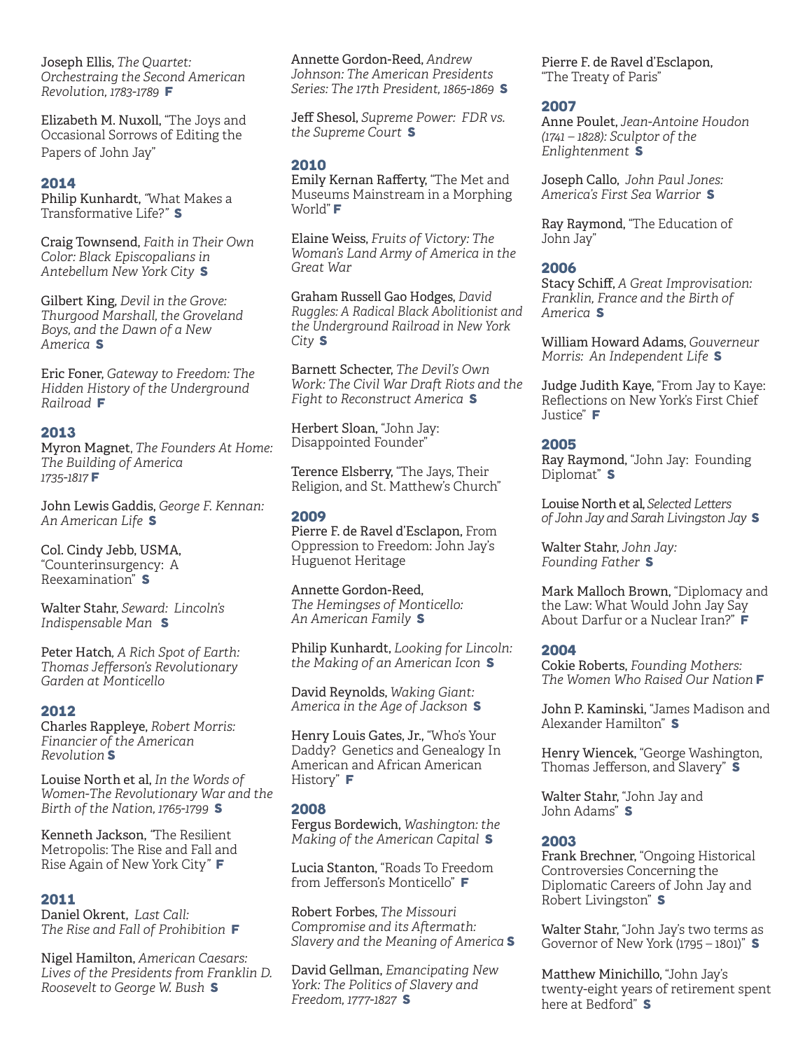Joseph Ellis, *The Quartet: Orchestraing the Second American Revolution, 1783-1789* **F**

Elizabeth M. Nuxoll, "The Joys and Occasional Sorrows of Editing the Papers of John Jay"

## 2014

Philip Kunhardt, "What Makes a Transformative Life?" **S**

Craig Townsend, *Faith in Their Own Color: Black Episcopalians in Antebellum New York City* **S**

Gilbert King, *Devil in the Grove: Thurgood Marshall, the Groveland Boys, and the Dawn of a New America* **S**

Eric Foner, *Gateway to Freedom: The Hidden History of the Underground Railroad* **F**

## 2013

Myron Magnet, *The Founders At Home: The Building of America 1735-1817* **F**

John Lewis Gaddis, *George F. Kennan: An American Life* **S**

Col. Cindy Jebb, USMA, "Counterinsurgency: A Reexamination" **S**

Walter Stahr, *Seward: Lincoln's Indispensable Man* **S**

Peter Hatch, *A Rich Spot of Earth: Thomas Jefferson's Revolutionary Garden at Monticello*

## 2012

Charles Rappleye, *Robert Morris: Financier of the American Revolution* **S**

Louise North et al, *In the Words of Women-The Revolutionary War and the Birth of the Nation, 1765-1799* **S**

Kenneth Jackson, "The Resilient Metropolis: The Rise and Fall and Rise Again of New York City" **F**

## 2011

Daniel Okrent, *Last Call: The Rise and Fall of Prohibition* **F**

Nigel Hamilton, *American Caesars: Lives of the Presidents from Franklin D. Roosevelt to George W. Bush* **S**

Annette Gordon-Reed, *Andrew Johnson: The American Presidents Series: The 17th President, 1865-1869* **S**

Jeff Shesol, *Supreme Power: FDR vs. the Supreme Court* **S**

## 2010

Emily Kernan Rafferty, "The Met and Museums Mainstream in a Morphing World" **F**

Elaine Weiss, *Fruits of Victory: The Woman's Land Army of America in the Great War*

Graham Russell Gao Hodges, *David Ruggles: A Radical Black Abolitionist and the Underground Railroad in New York City* **S**

Barnett Schecter, *The Devil's Own Work: The Civil War Draft Riots and the Fight to Reconstruct America* **S**

Herbert Sloan, "John Jay: Disappointed Founder"

Terence Elsberry, "The Jays, Their Religion, and St. Matthew's Church"

## 2009

Pierre F. de Ravel d'Esclapon, From Oppression to Freedom: John Jay's Huguenot Heritage

Annette Gordon-Reed, *The Hemingses of Monticello: An American Family* **S**

Philip Kunhardt, *Looking for Lincoln: the Making of an American Icon* **S**

David Reynolds, *Waking Giant: America in the Age of Jackson* **S**

Henry Louis Gates, Jr., "Who's Your Daddy? Genetics and Genealogy In American and African American History" **F**

## 2008

Fergus Bordewich, *Washington: the Making of the American Capital* **S**

Lucia Stanton, "Roads To Freedom from Jefferson's Monticello" **F**

Robert Forbes, *The Missouri Compromise and its Aftermath: Slavery and the Meaning of America* **S**

David Gellman, *Emancipating New York: The Politics of Slavery and Freedom, 1777-1827* **S**

Pierre F. de Ravel d'Esclapon, "The Treaty of Paris"

## 2007

Anne Poulet, *Jean-Antoine Houdon (1741 – 1828): Sculptor of the Enlightenment* **S**

Joseph Callo, *John Paul Jones: America's First Sea Warrior* **S**

Ray Raymond, "The Education of John Jay"

## 2006

Stacy Schiff, *A Great Improvisation: Franklin, France and the Birth of America* **S**

William Howard Adams, *Gouverneur Morris: An Independent Life* **S**

Judge Judith Kaye, "From Jay to Kaye: Reflections on New York's First Chief Justice" **F**

## 2005

Ray Raymond, "John Jay: Founding Diplomat" **S**

Louise North et al, *Selected Letters of John Jay and Sarah Livingston Jay* **S**

Walter Stahr, *John Jay: Founding Father* **S**

Mark Malloch Brown, "Diplomacy and the Law: What Would John Jay Say About Darfur or a Nuclear Iran?" **F**

## 2004

Cokie Roberts, *Founding Mothers: The Women Who Raised Our Nation* **F**

John P. Kaminski, "James Madison and Alexander Hamilton" **S**

Henry Wiencek, "George Washington, Thomas Jefferson, and Slavery" **S**

Walter Stahr, "John Jay and John Adams" **S**

## 2003

Frank Brechner, "Ongoing Historical Controversies Concerning the Diplomatic Careers of John Jay and Robert Livingston" **S**

Walter Stahr, "John Jay's two terms as Governor of New York (1795 – 1801)" **S**

Matthew Minichillo, "John Jay's twenty-eight years of retirement spent here at Bedford" **S**